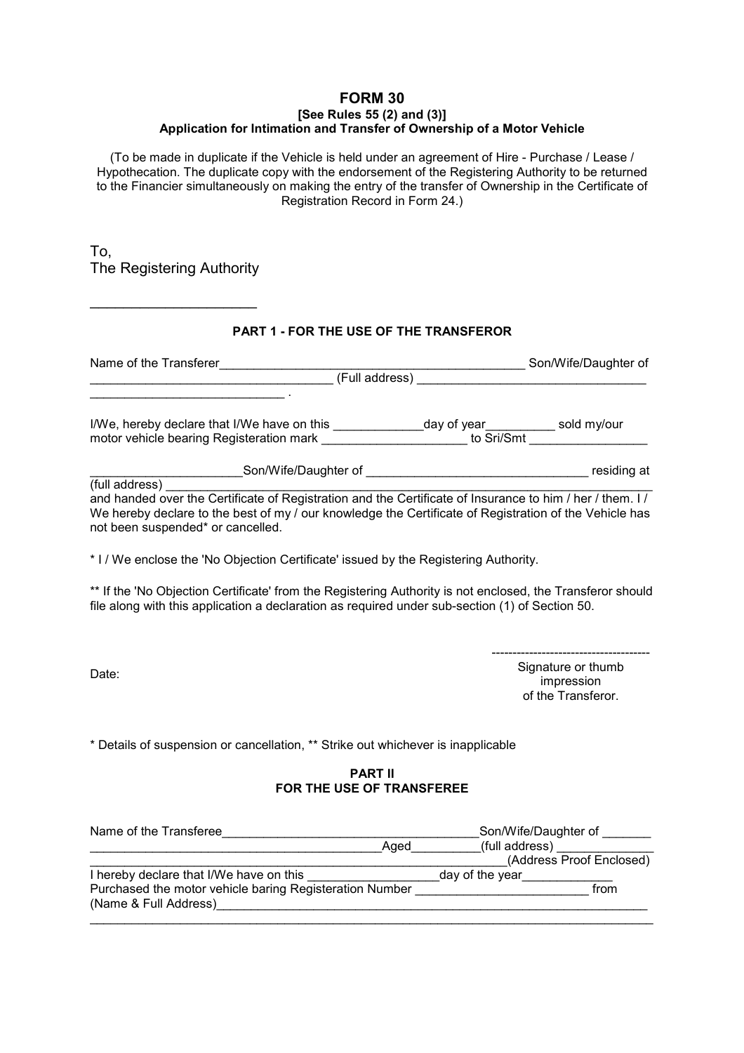# FORM 30

**[See Rules 55 (2) and (3)]**

**Application for Intimation and Transfer of Ownership of a Motor Vehicle**

(To be made in duplicate if the Vehicle is held under an agreement of Hire - Purchase / Lease / Hypothecation. The duplicate copy with the endorsement of the Registering Authority to be returned to the Financier simultaneously on making the entry of the transfer of Ownership in the Certificate of Registration Record in Form 24.)

To,
The Registering Authority

______________________

### PART 1 - FOR THE USE OF THE TRANSFEROR

Name of the Transferer_____________________________________________ Son/Wife/Daughter of __________________________________ (Full address) _________________________________ ____________________________ .

I/We, hereby declare that I/We have on this _____________day of year__________ sold my/our motor vehicle bearing Registeration mark ____________________ to Sri/Smt _________________

______________________Son/Wife/Daughter of ________________________________ residing at (full address) _________________________________________________________________________
and handed over the Certificate of Registration and the Certificate of Insurance to him / her / them. I / We hereby declare to the best of my / our knowledge the Certificate of Registration of the Vehicle has not been suspended* or cancelled.

* I / We enclose the 'No Objection Certificate' issued by the Registering Authority.

** If the 'No Objection Certificate' from the Registering Authority is not enclosed, the Transferor should file along with this application a declaration as required under sub-section (1) of Section 50.

Date:

--------------------------------------
Signature or thumb impression of the Transferor.

* Details of suspension or cancellation, ** Strike out whichever is inapplicable

### PART II
### FOR THE USE OF TRANSFEREE

Name of the Transferee____________________________________Son/Wife/Daughter of _______ __________________________________________Aged__________(full address) ______________ _____________________________________________________________(Address Proof Enclosed)
I hereby declare that I/We have on this ___________________day of the year_____________
Purchased the motor vehicle baring Registeration Number _________________________ from (Name & Full Address)_________________________________________________________________
_________________________________________________________________________________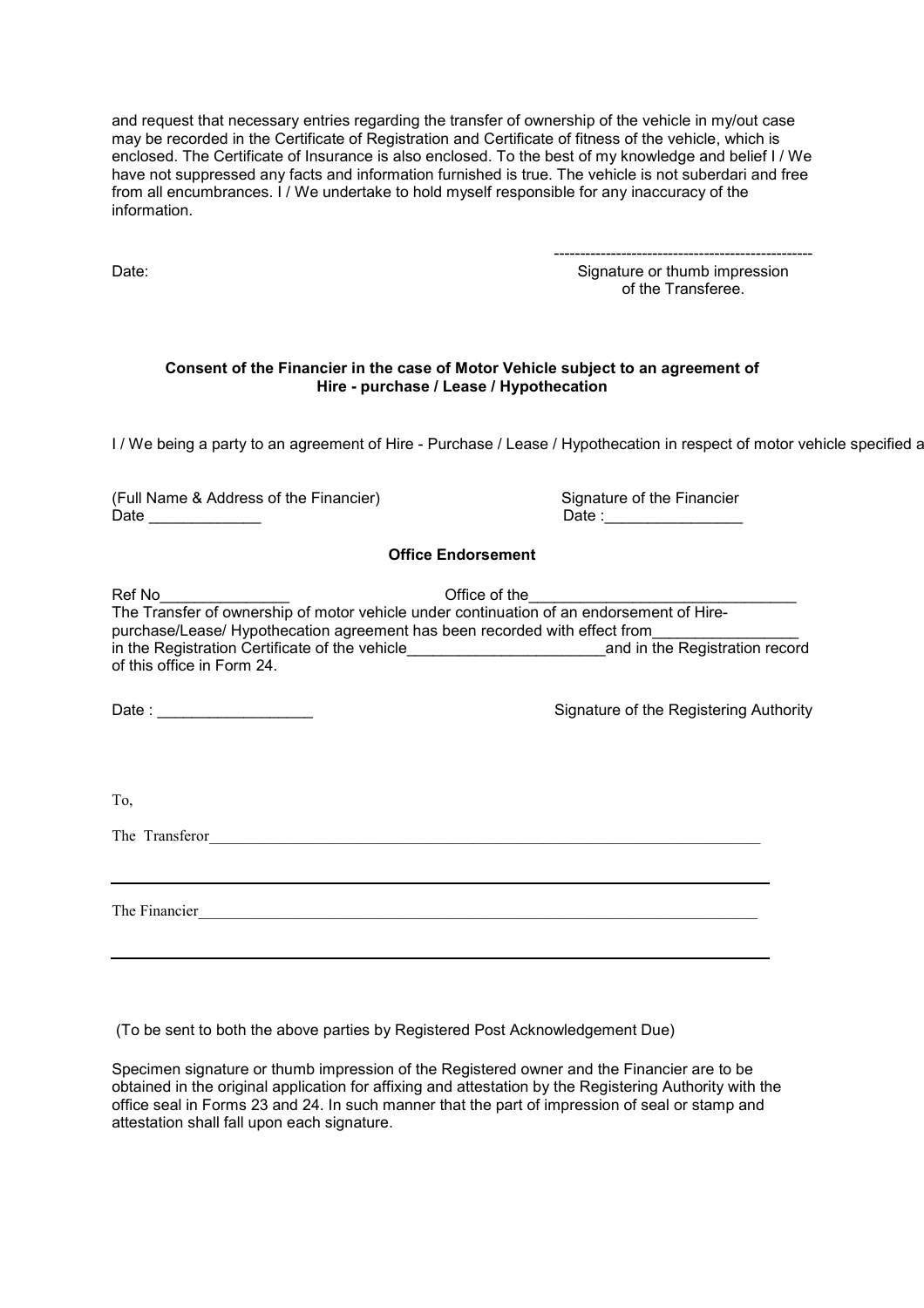and request that necessary entries regarding the transfer of ownership of the vehicle in my/out case may be recorded in the Certificate of Registration and Certificate of fitness of the vehicle, which is enclosed. The Certificate of Insurance is also enclosed. To the best of my knowledge and belief I / We have not suppressed any facts and information furnished is true. The vehicle is not suberdari and free from all encumbrances. I / We undertake to hold myself responsible for any inaccuracy of the information.

Date:

--------------------------------------------------
Signature or thumb impression of the Transferee.

**Consent of the Financier in the case of Motor Vehicle subject to an agreement of Hire - purchase / Lease / Hypothecation**

I / We being a party to an agreement of Hire - Purchase / Lease / Hypothecation in respect of motor vehicle specified a

(Full Name & Address of the Financier)
Date _____________

Signature of the Financier
Date :________________

**Office Endorsement**

Ref No_______________ Office of the_______________________________

The Transfer of ownership of motor vehicle under continuation of an endorsement of Hire-purchase/Lease/ Hypothecation agreement has been recorded with effect from_________________ in the Registration Certificate of the vehicle_______________________and in the Registration record of this office in Form 24.

Date : __________________

Signature of the Registering Authority

To,

The Transferor___________________________________________________________________________

___________________________________________________________________________

The Financier___________________________________________________________________________

___________________________________________________________________________

(To be sent to both the above parties by Registered Post Acknowledgement Due)

Specimen signature or thumb impression of the Registered owner and the Financier are to be obtained in the original application for affixing and attestation by the Registering Authority with the office seal in Forms 23 and 24. In such manner that the part of impression of seal or stamp and attestation shall fall upon each signature.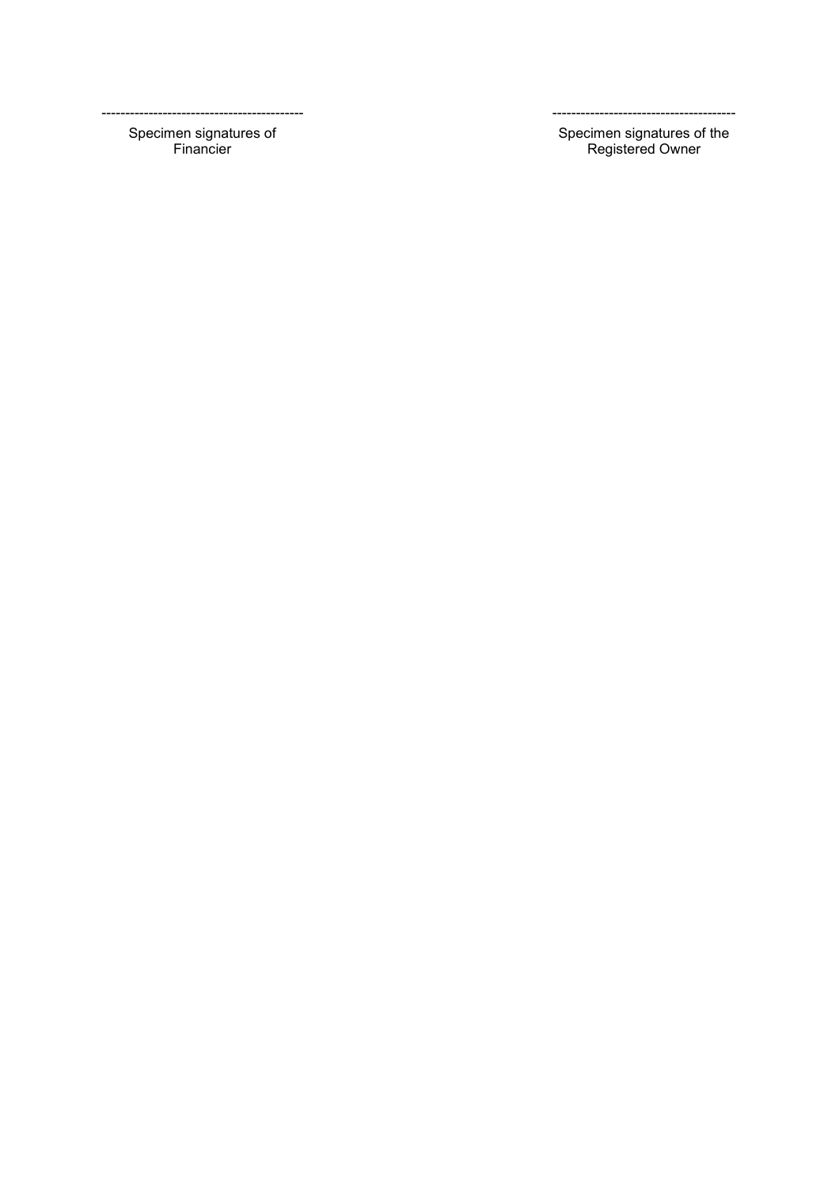-------------------------------------------
Specimen signatures of Financier

---------------------------------------
Specimen signatures of the Registered Owner